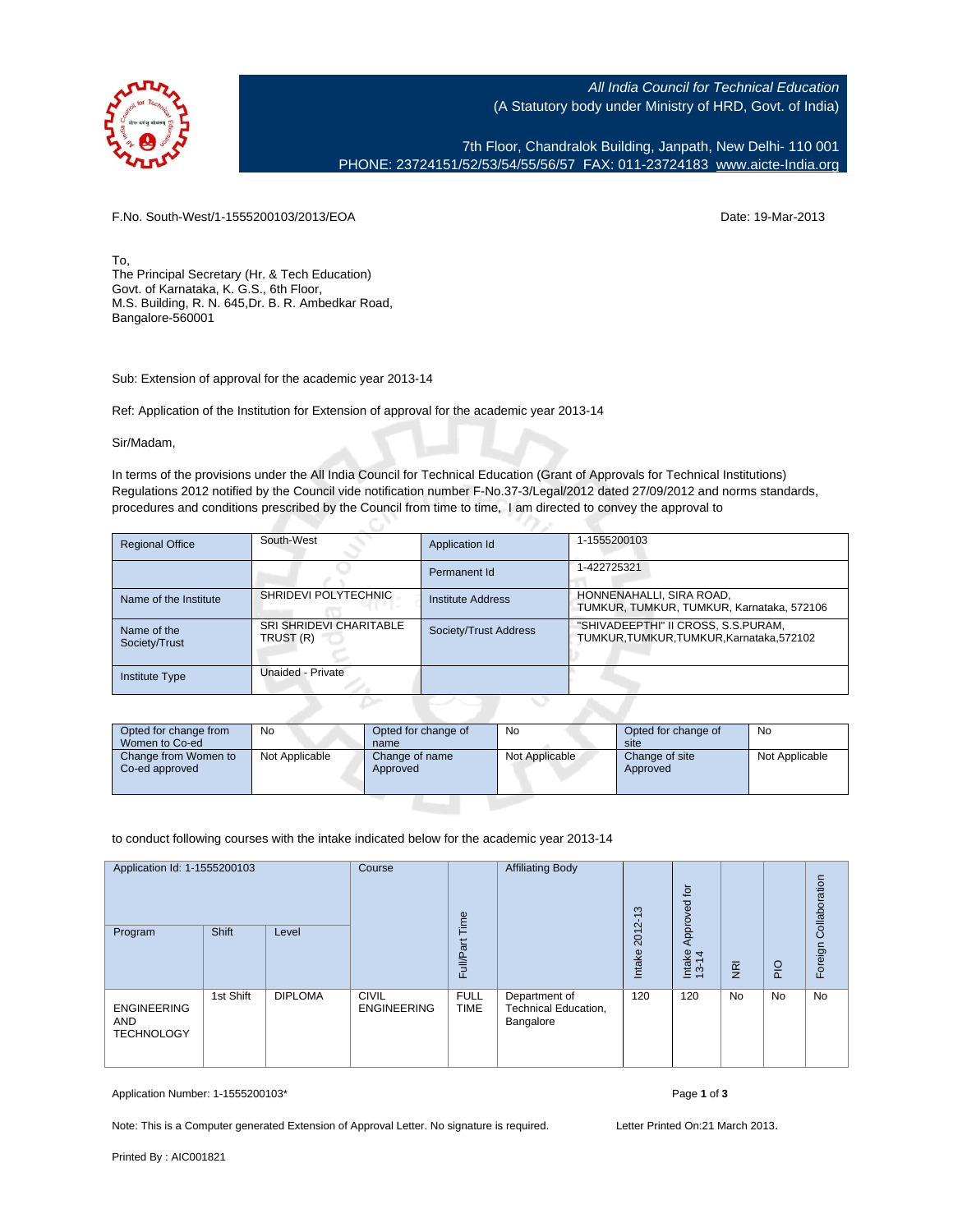All India Council for Technical Education
(A Statutory body under Ministry of HRD, Govt. of India)

7th Floor, Chandralok Building, Janpath, New Delhi- 110 001
PHONE: 23724151/52/53/54/55/56/57 FAX: 011-23724183 www.aicte-India.org

F.No. South-West/1-1555200103/2013/EOA

Date: 19-Mar-2013

To,
The Principal Secretary (Hr. & Tech Education)
Govt. of Karnataka, K. G.S., 6th Floor,
M.S. Building, R. N. 645,Dr. B. R. Ambedkar Road,
Bangalore-560001

Sub: Extension of approval for the academic year 2013-14

Ref: Application of the Institution for Extension of approval for the academic year 2013-14

Sir/Madam,

In terms of the provisions under the All India Council for Technical Education (Grant of Approvals for Technical Institutions) Regulations 2012 notified by the Council vide notification number F-No.37-3/Legal/2012 dated 27/09/2012 and norms standards, procedures and conditions prescribed by the Council from time to time, I am directed to convey the approval to

| Regional Office | South-West | Application Id | 1-1555200103 |
|---|---|---|---|
| | | Permanent Id | 1-422725321 |
| Name of the Institute | SHRIDEVI POLYTECHNIC | Institute Address | HONNENAHALLI, SIRA ROAD, TUMKUR, TUMKUR, TUMKUR, Karnataka, 572106 |
| Name of the Society/Trust | SRI SHRIDEVI CHARITABLE TRUST (R) | Society/Trust Address | "SHIVADEEPTHI" II CROSS, S.S.PURAM, TUMKUR,TUMKUR,TUMKUR,Karnataka,572102 |
| Institute Type | Unaided - Private | | |

| Opted for change from Women to Co-ed | No | Opted for change of name | No | Opted for change of site | No |
|---|---|---|---|---|---|
| Change from Women to Co-ed approved | Not Applicable | Change of name Approved | Not Applicable | Change of site Approved | Not Applicable |

to conduct following courses with the intake indicated below for the academic year 2013-14

| Application Id: 1-1555200103 | | | Course | Full/Part Time | Affiliating Body | Intake 2012-13 | Intake Approved for 13-14 | NRI | PIO | Foreign Collaboration |
|---|---|---|---|---|---|---|---|---|---|---|
| Program | Shift | Level | | | | | | | | |
| ENGINEERING AND TECHNOLOGY | 1st Shift | DIPLOMA | CIVIL ENGINEERING | FULL TIME | Department of Technical Education, Bangalore | 120 | 120 | No | No | No |

Application Number: 1-1555200103*

Note: This is a Computer generated Extension of Approval Letter. No signature is required.

Letter Printed On:21 March 2013.

Printed By : AIC001821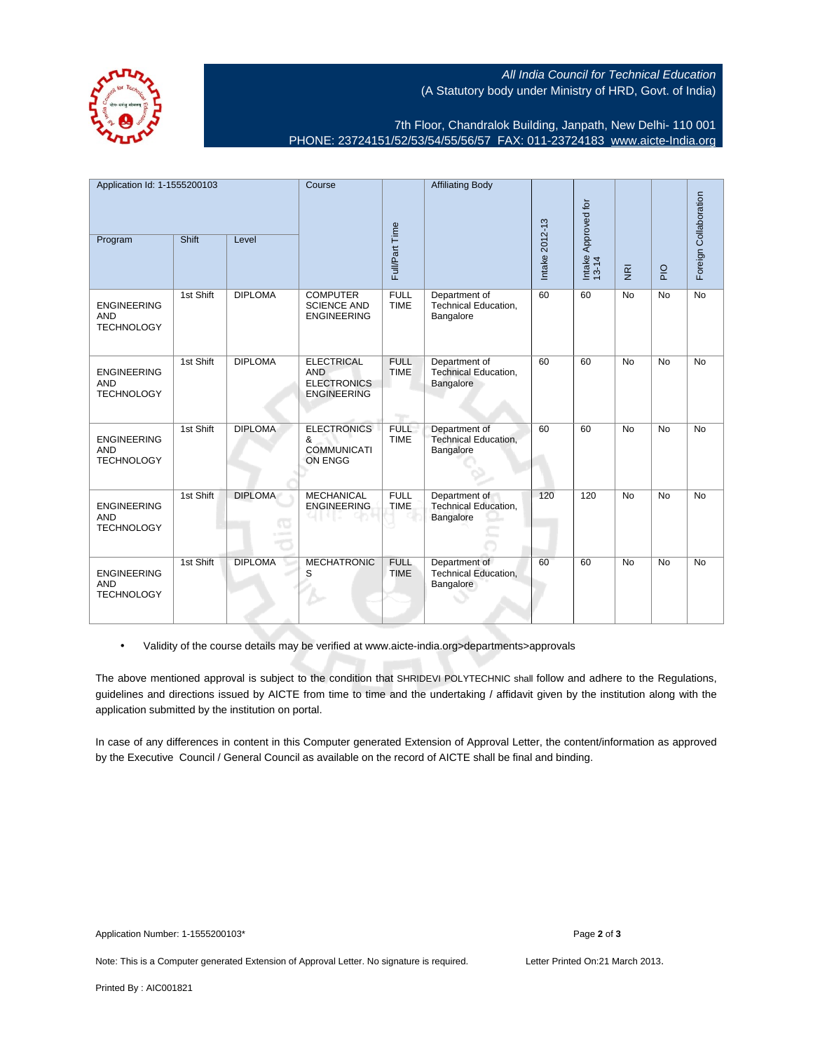All India Council for Technical Education
(A Statutory body under Ministry of HRD, Govt. of India)

7th Floor, Chandralok Building, Janpath, New Delhi- 110 001
PHONE: 23724151/52/53/54/55/56/57 FAX: 011-23724183 www.aicte-India.org

| Application Id: 1-1555200103 | | | Course | Full/Part Time | Affiliating Body | Intake 2012-13 | Intake Approved for 13-14 | NRI | PIO | Foreign Collaboration |
|---|---|---|---|---|---|---|---|---|---|---|
| Program | Shift | Level | | | | | | | | |
| ENGINEERING AND TECHNOLOGY | 1st Shift | DIPLOMA | COMPUTER SCIENCE AND ENGINEERING | FULL TIME | Department of Technical Education, Bangalore | 60 | 60 | No | No | No |
| ENGINEERING AND TECHNOLOGY | 1st Shift | DIPLOMA | ELECTRICAL AND ELECTRONICS ENGINEERING | FULL TIME | Department of Technical Education, Bangalore | 60 | 60 | No | No | No |
| ENGINEERING AND TECHNOLOGY | 1st Shift | DIPLOMA | ELECTRONICS & COMMUNICATION ENGG | FULL TIME | Department of Technical Education, Bangalore | 60 | 60 | No | No | No |
| ENGINEERING AND TECHNOLOGY | 1st Shift | DIPLOMA | MECHANICAL ENGINEERING | FULL TIME | Department of Technical Education, Bangalore | 120 | 120 | No | No | No |
| ENGINEERING AND TECHNOLOGY | 1st Shift | DIPLOMA | MECHATRONICS | FULL TIME | Department of Technical Education, Bangalore | 60 | 60 | No | No | No |

- Validity of the course details may be verified at www.aicte-india.org>departments>approvals

The above mentioned approval is subject to the condition that SHRIDEVI POLYTECHNIC shall follow and adhere to the Regulations, guidelines and directions issued by AICTE from time to time and the undertaking / affidavit given by the institution along with the application submitted by the institution on portal.

In case of any differences in content in this Computer generated Extension of Approval Letter, the content/information as approved by the Executive Council / General Council as available on the record of AICTE shall be final and binding.

Application Number: 1-1555200103*

Note: This is a Computer generated Extension of Approval Letter. No signature is required.

Letter Printed On:21 March 2013.

Printed By : AIC001821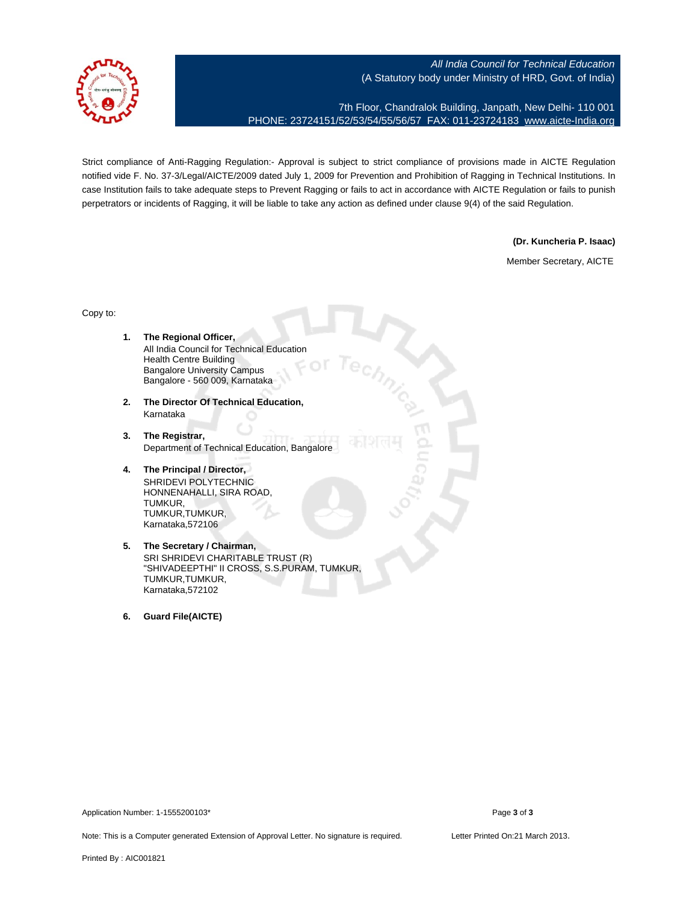*All India Council for Technical Education*
(A Statutory body under Ministry of HRD, Govt. of India)

7th Floor, Chandralok Building, Janpath, New Delhi- 110 001
PHONE: 23724151/52/53/54/55/56/57 FAX: 011-23724183 www.aicte-India.org

Strict compliance of Anti-Ragging Regulation:- Approval is subject to strict compliance of provisions made in AICTE Regulation notified vide F. No. 37-3/Legal/AICTE/2009 dated July 1, 2009 for Prevention and Prohibition of Ragging in Technical Institutions. In case Institution fails to take adequate steps to Prevent Ragging or fails to act in accordance with AICTE Regulation or fails to punish perpetrators or incidents of Ragging, it will be liable to take any action as defined under clause 9(4) of the said Regulation.

**(Dr. Kuncheria P. Isaac)**
Member Secretary, AICTE

Copy to:

1. **The Regional Officer,**
   All India Council for Technical Education
   Health Centre Building
   Bangalore University Campus
   Bangalore - 560 009, Karnataka

2. **The Director Of Technical Education,**
   Karnataka

3. **The Registrar,**
   Department of Technical Education, Bangalore

4. **The Principal / Director,**
   SHRIDEVI POLYTECHNIC
   HONNENAHALLI, SIRA ROAD,
   TUMKUR,
   TUMKUR,TUMKUR,
   Karnataka,572106

5. **The Secretary / Chairman,**
   SRI SHRIDEVI CHARITABLE TRUST (R)
   "SHIVADEEPTHI" II CROSS, S.S.PURAM, TUMKUR,
   TUMKUR,TUMKUR,
   Karnataka,572102

6. **Guard File(AICTE)**

Application Number: 1-1555200103*

Note: This is a Computer generated Extension of Approval Letter. No signature is required.

Letter Printed On:21 March 2013.

Printed By : AIC001821